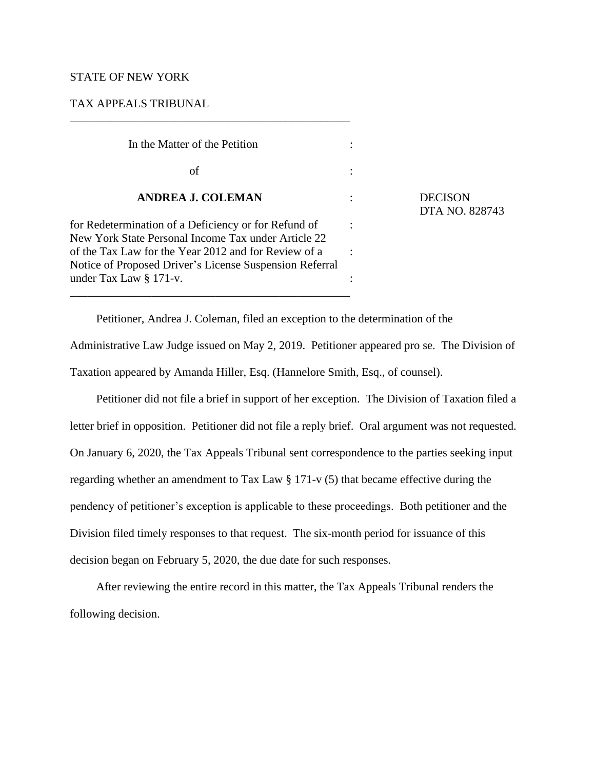STATE OF NEW YORK

TAX APPEALS TRIBUNAL

---

| | | |
|---|---|---|
| In the Matter of the Petition | : | |
| of | : | |
| **ANDREA J. COLEMAN** | : | DECISON<br>DTA NO. 828743 |
| for Redetermination of a Deficiency or for Refund of New York State Personal Income Tax under Article 22 of the Tax Law for the Year 2012 and for Review of a Notice of Proposed Driver's License Suspension Referral under Tax Law § 171-v. | : | |

---

Petitioner, Andrea J. Coleman, filed an exception to the determination of the Administrative Law Judge issued on May 2, 2019. Petitioner appeared pro se. The Division of Taxation appeared by Amanda Hiller, Esq. (Hannelore Smith, Esq., of counsel).

Petitioner did not file a brief in support of her exception. The Division of Taxation filed a letter brief in opposition. Petitioner did not file a reply brief. Oral argument was not requested. On January 6, 2020, the Tax Appeals Tribunal sent correspondence to the parties seeking input regarding whether an amendment to Tax Law § 171-v (5) that became effective during the pendency of petitioner's exception is applicable to these proceedings. Both petitioner and the Division filed timely responses to that request. The six-month period for issuance of this decision began on February 5, 2020, the due date for such responses.

After reviewing the entire record in this matter, the Tax Appeals Tribunal renders the following decision.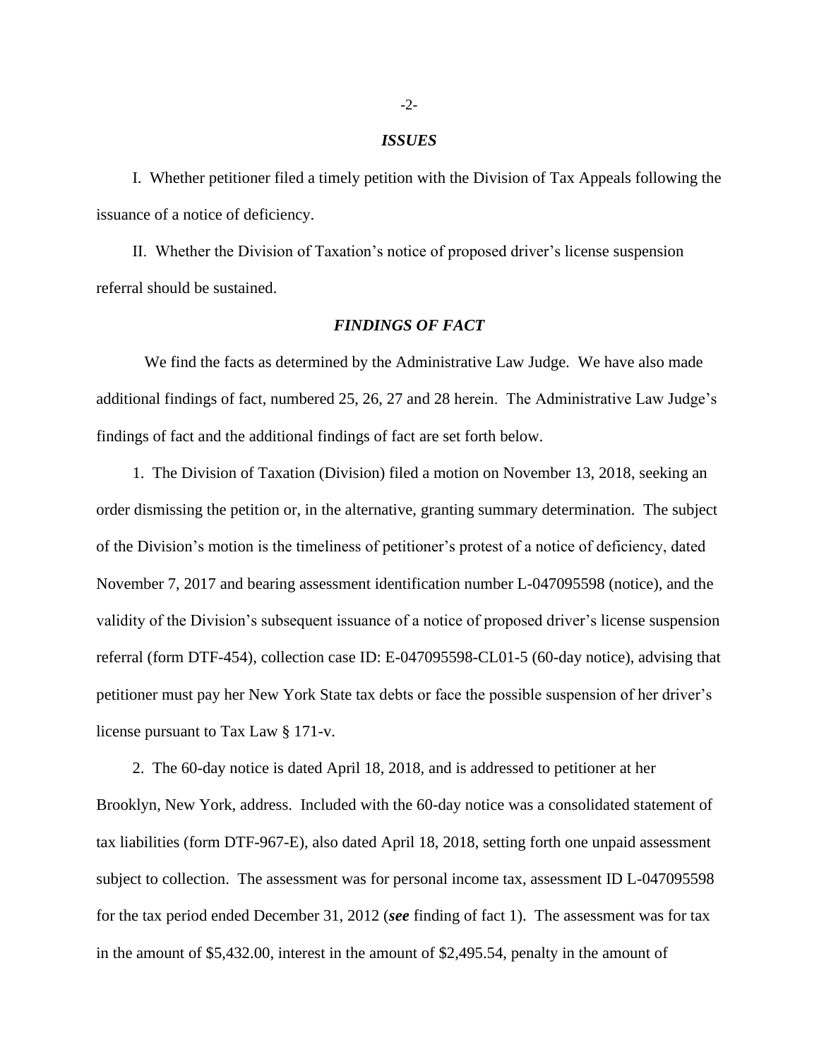### *ISSUES*

I. Whether petitioner filed a timely petition with the Division of Tax Appeals following the issuance of a notice of deficiency.

II. Whether the Division of Taxation's notice of proposed driver's license suspension referral should be sustained.

### *FINDINGS OF FACT*

We find the facts as determined by the Administrative Law Judge. We have also made additional findings of fact, numbered 25, 26, 27 and 28 herein. The Administrative Law Judge's findings of fact and the additional findings of fact are set forth below.

1. The Division of Taxation (Division) filed a motion on November 13, 2018, seeking an order dismissing the petition or, in the alternative, granting summary determination. The subject of the Division's motion is the timeliness of petitioner's protest of a notice of deficiency, dated November 7, 2017 and bearing assessment identification number L-047095598 (notice), and the validity of the Division's subsequent issuance of a notice of proposed driver's license suspension referral (form DTF-454), collection case ID: E-047095598-CL01-5 (60-day notice), advising that petitioner must pay her New York State tax debts or face the possible suspension of her driver's license pursuant to Tax Law § 171-v.

2. The 60-day notice is dated April 18, 2018, and is addressed to petitioner at her Brooklyn, New York, address. Included with the 60-day notice was a consolidated statement of tax liabilities (form DTF-967-E), also dated April 18, 2018, setting forth one unpaid assessment subject to collection. The assessment was for personal income tax, assessment ID L-047095598 for the tax period ended December 31, 2012 (***see*** finding of fact 1). The assessment was for tax in the amount of $5,432.00, interest in the amount of $2,495.54, penalty in the amount of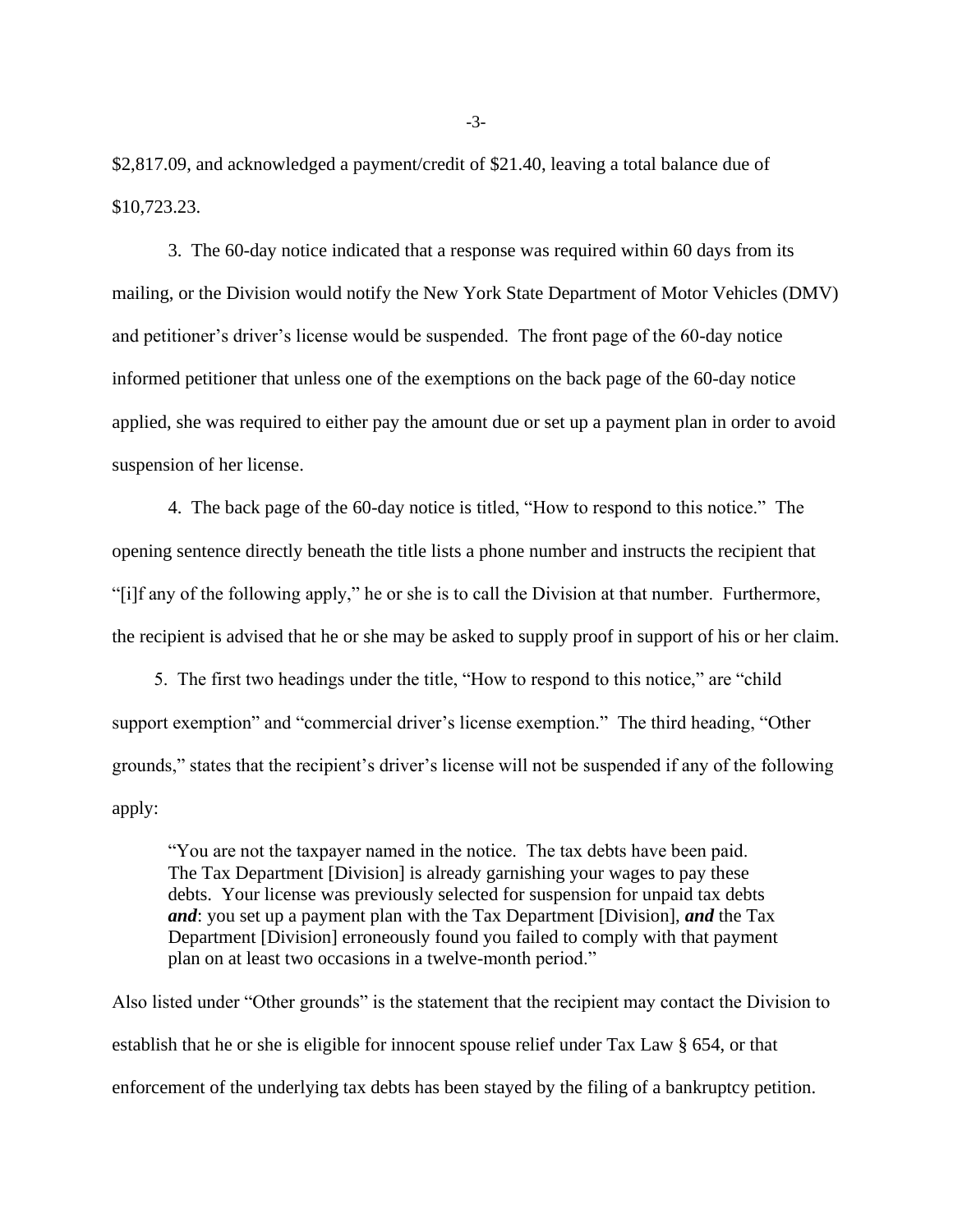$2,817.09, and acknowledged a payment/credit of $21.40, leaving a total balance due of $10,723.23.

3. The 60-day notice indicated that a response was required within 60 days from its mailing, or the Division would notify the New York State Department of Motor Vehicles (DMV) and petitioner's driver's license would be suspended. The front page of the 60-day notice informed petitioner that unless one of the exemptions on the back page of the 60-day notice applied, she was required to either pay the amount due or set up a payment plan in order to avoid suspension of her license.

4. The back page of the 60-day notice is titled, "How to respond to this notice." The opening sentence directly beneath the title lists a phone number and instructs the recipient that "[i]f any of the following apply," he or she is to call the Division at that number. Furthermore, the recipient is advised that he or she may be asked to supply proof in support of his or her claim.

5. The first two headings under the title, "How to respond to this notice," are "child support exemption" and "commercial driver's license exemption." The third heading, "Other grounds," states that the recipient's driver's license will not be suspended if any of the following apply:

> "You are not the taxpayer named in the notice. The tax debts have been paid. The Tax Department [Division] is already garnishing your wages to pay these debts. Your license was previously selected for suspension for unpaid tax debts ***and***: you set up a payment plan with the Tax Department [Division], ***and*** the Tax Department [Division] erroneously found you failed to comply with that payment plan on at least two occasions in a twelve-month period."

Also listed under "Other grounds" is the statement that the recipient may contact the Division to establish that he or she is eligible for innocent spouse relief under Tax Law § 654, or that enforcement of the underlying tax debts has been stayed by the filing of a bankruptcy petition.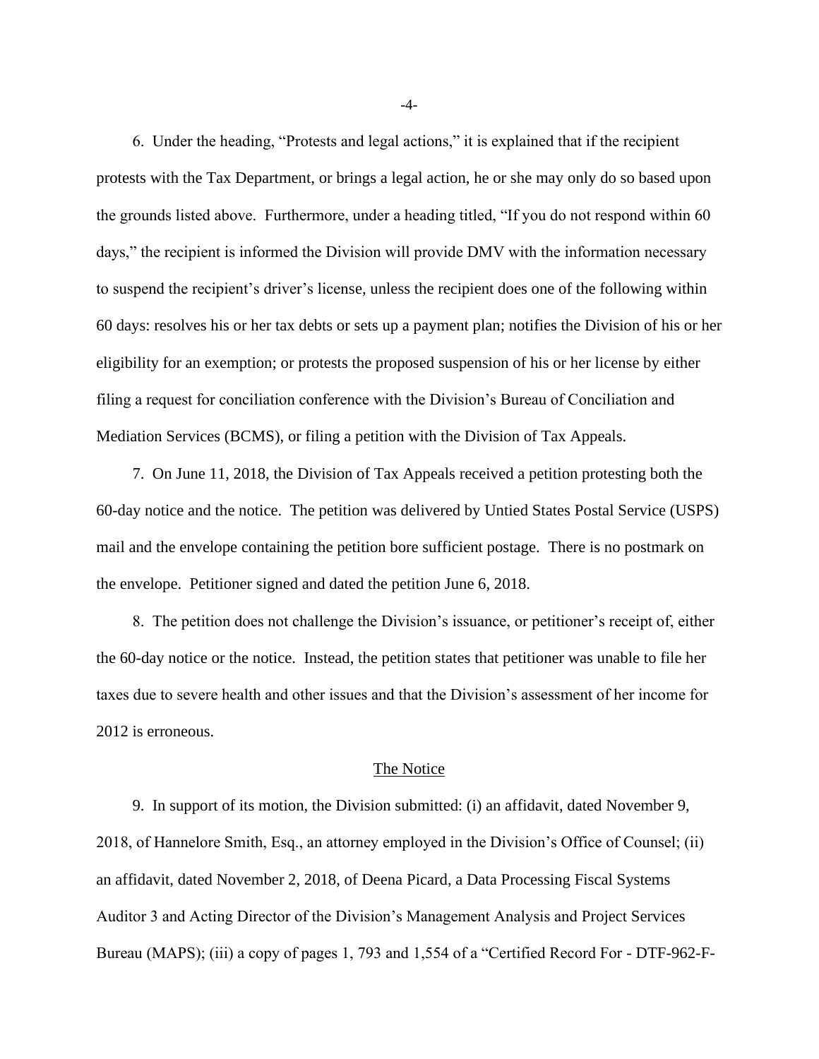6. Under the heading, "Protests and legal actions," it is explained that if the recipient protests with the Tax Department, or brings a legal action, he or she may only do so based upon the grounds listed above. Furthermore, under a heading titled, "If you do not respond within 60 days," the recipient is informed the Division will provide DMV with the information necessary to suspend the recipient's driver's license, unless the recipient does one of the following within 60 days: resolves his or her tax debts or sets up a payment plan; notifies the Division of his or her eligibility for an exemption; or protests the proposed suspension of his or her license by either filing a request for conciliation conference with the Division's Bureau of Conciliation and Mediation Services (BCMS), or filing a petition with the Division of Tax Appeals.

7. On June 11, 2018, the Division of Tax Appeals received a petition protesting both the 60-day notice and the notice. The petition was delivered by Untied States Postal Service (USPS) mail and the envelope containing the petition bore sufficient postage. There is no postmark on the envelope. Petitioner signed and dated the petition June 6, 2018.

8. The petition does not challenge the Division's issuance, or petitioner's receipt of, either the 60-day notice or the notice. Instead, the petition states that petitioner was unable to file her taxes due to severe health and other issues and that the Division's assessment of her income for 2012 is erroneous.

## The Notice

9. In support of its motion, the Division submitted: (i) an affidavit, dated November 9, 2018, of Hannelore Smith, Esq., an attorney employed in the Division's Office of Counsel; (ii) an affidavit, dated November 2, 2018, of Deena Picard, a Data Processing Fiscal Systems Auditor 3 and Acting Director of the Division's Management Analysis and Project Services Bureau (MAPS); (iii) a copy of pages 1, 793 and 1,554 of a "Certified Record For - DTF-962-F-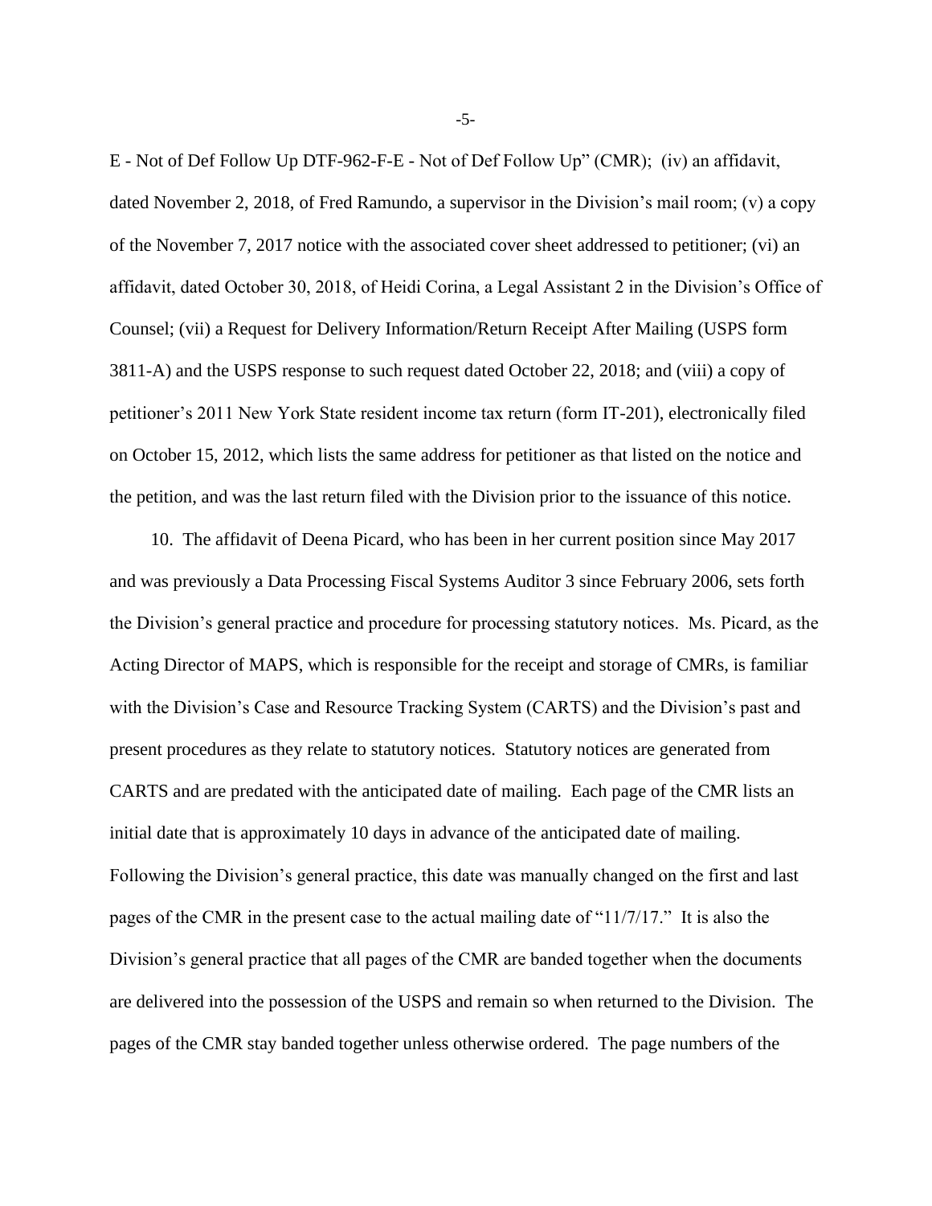E - Not of Def Follow Up DTF-962-F-E - Not of Def Follow Up" (CMR); (iv) an affidavit, dated November 2, 2018, of Fred Ramundo, a supervisor in the Division's mail room; (v) a copy of the November 7, 2017 notice with the associated cover sheet addressed to petitioner; (vi) an affidavit, dated October 30, 2018, of Heidi Corina, a Legal Assistant 2 in the Division's Office of Counsel; (vii) a Request for Delivery Information/Return Receipt After Mailing (USPS form 3811-A) and the USPS response to such request dated October 22, 2018; and (viii) a copy of petitioner's 2011 New York State resident income tax return (form IT-201), electronically filed on October 15, 2012, which lists the same address for petitioner as that listed on the notice and the petition, and was the last return filed with the Division prior to the issuance of this notice.

10. The affidavit of Deena Picard, who has been in her current position since May 2017 and was previously a Data Processing Fiscal Systems Auditor 3 since February 2006, sets forth the Division's general practice and procedure for processing statutory notices. Ms. Picard, as the Acting Director of MAPS, which is responsible for the receipt and storage of CMRs, is familiar with the Division's Case and Resource Tracking System (CARTS) and the Division's past and present procedures as they relate to statutory notices. Statutory notices are generated from CARTS and are predated with the anticipated date of mailing. Each page of the CMR lists an initial date that is approximately 10 days in advance of the anticipated date of mailing. Following the Division's general practice, this date was manually changed on the first and last pages of the CMR in the present case to the actual mailing date of "11/7/17." It is also the Division's general practice that all pages of the CMR are banded together when the documents are delivered into the possession of the USPS and remain so when returned to the Division. The pages of the CMR stay banded together unless otherwise ordered. The page numbers of the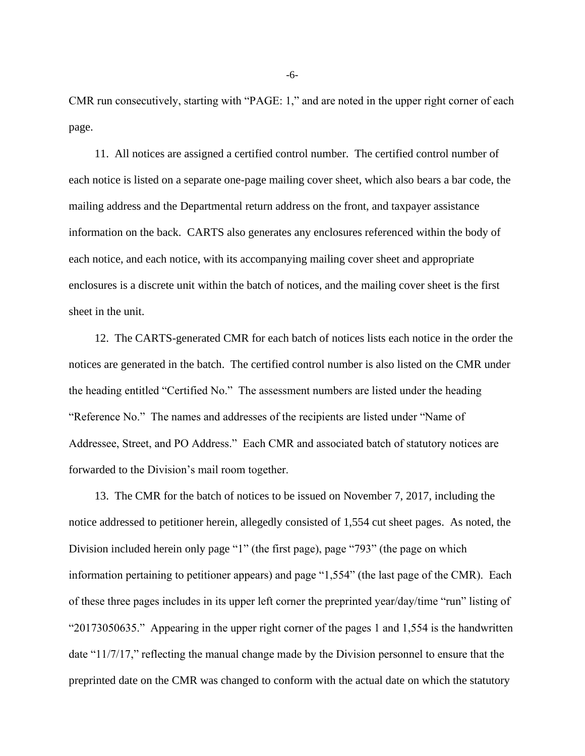CMR run consecutively, starting with "PAGE: 1," and are noted in the upper right corner of each page.

11. All notices are assigned a certified control number. The certified control number of each notice is listed on a separate one-page mailing cover sheet, which also bears a bar code, the mailing address and the Departmental return address on the front, and taxpayer assistance information on the back. CARTS also generates any enclosures referenced within the body of each notice, and each notice, with its accompanying mailing cover sheet and appropriate enclosures is a discrete unit within the batch of notices, and the mailing cover sheet is the first sheet in the unit.

12. The CARTS-generated CMR for each batch of notices lists each notice in the order the notices are generated in the batch. The certified control number is also listed on the CMR under the heading entitled "Certified No." The assessment numbers are listed under the heading "Reference No." The names and addresses of the recipients are listed under "Name of Addressee, Street, and PO Address." Each CMR and associated batch of statutory notices are forwarded to the Division's mail room together.

13. The CMR for the batch of notices to be issued on November 7, 2017, including the notice addressed to petitioner herein, allegedly consisted of 1,554 cut sheet pages. As noted, the Division included herein only page "1" (the first page), page "793" (the page on which information pertaining to petitioner appears) and page "1,554" (the last page of the CMR). Each of these three pages includes in its upper left corner the preprinted year/day/time "run" listing of "20173050635." Appearing in the upper right corner of the pages 1 and 1,554 is the handwritten date "11/7/17," reflecting the manual change made by the Division personnel to ensure that the preprinted date on the CMR was changed to conform with the actual date on which the statutory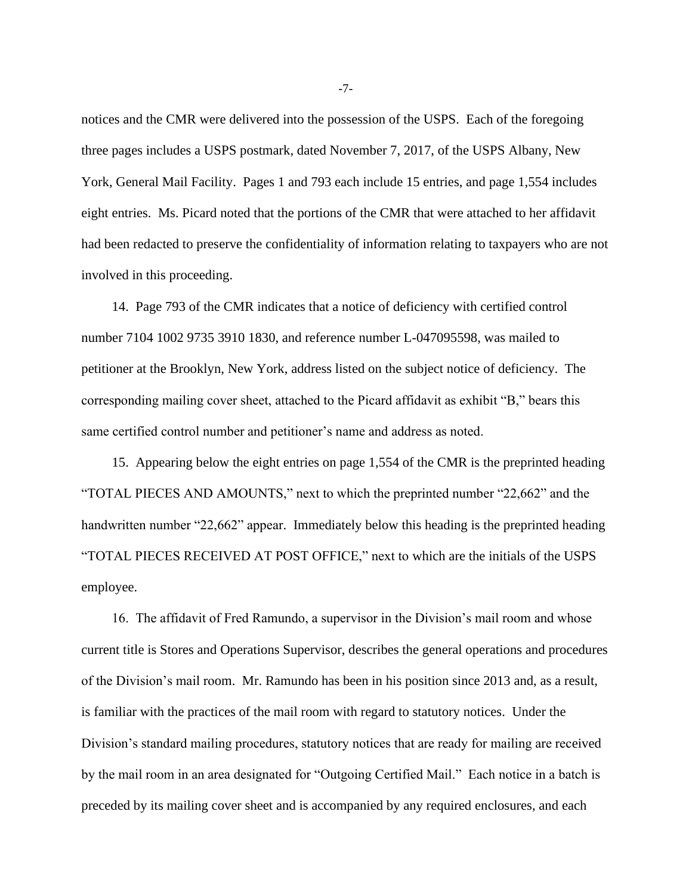notices and the CMR were delivered into the possession of the USPS. Each of the foregoing three pages includes a USPS postmark, dated November 7, 2017, of the USPS Albany, New York, General Mail Facility. Pages 1 and 793 each include 15 entries, and page 1,554 includes eight entries. Ms. Picard noted that the portions of the CMR that were attached to her affidavit had been redacted to preserve the confidentiality of information relating to taxpayers who are not involved in this proceeding.

14. Page 793 of the CMR indicates that a notice of deficiency with certified control number 7104 1002 9735 3910 1830, and reference number L-047095598, was mailed to petitioner at the Brooklyn, New York, address listed on the subject notice of deficiency. The corresponding mailing cover sheet, attached to the Picard affidavit as exhibit "B," bears this same certified control number and petitioner's name and address as noted.

15. Appearing below the eight entries on page 1,554 of the CMR is the preprinted heading "TOTAL PIECES AND AMOUNTS," next to which the preprinted number "22,662" and the handwritten number "22,662" appear. Immediately below this heading is the preprinted heading "TOTAL PIECES RECEIVED AT POST OFFICE," next to which are the initials of the USPS employee.

16. The affidavit of Fred Ramundo, a supervisor in the Division's mail room and whose current title is Stores and Operations Supervisor, describes the general operations and procedures of the Division's mail room. Mr. Ramundo has been in his position since 2013 and, as a result, is familiar with the practices of the mail room with regard to statutory notices. Under the Division's standard mailing procedures, statutory notices that are ready for mailing are received by the mail room in an area designated for "Outgoing Certified Mail." Each notice in a batch is preceded by its mailing cover sheet and is accompanied by any required enclosures, and each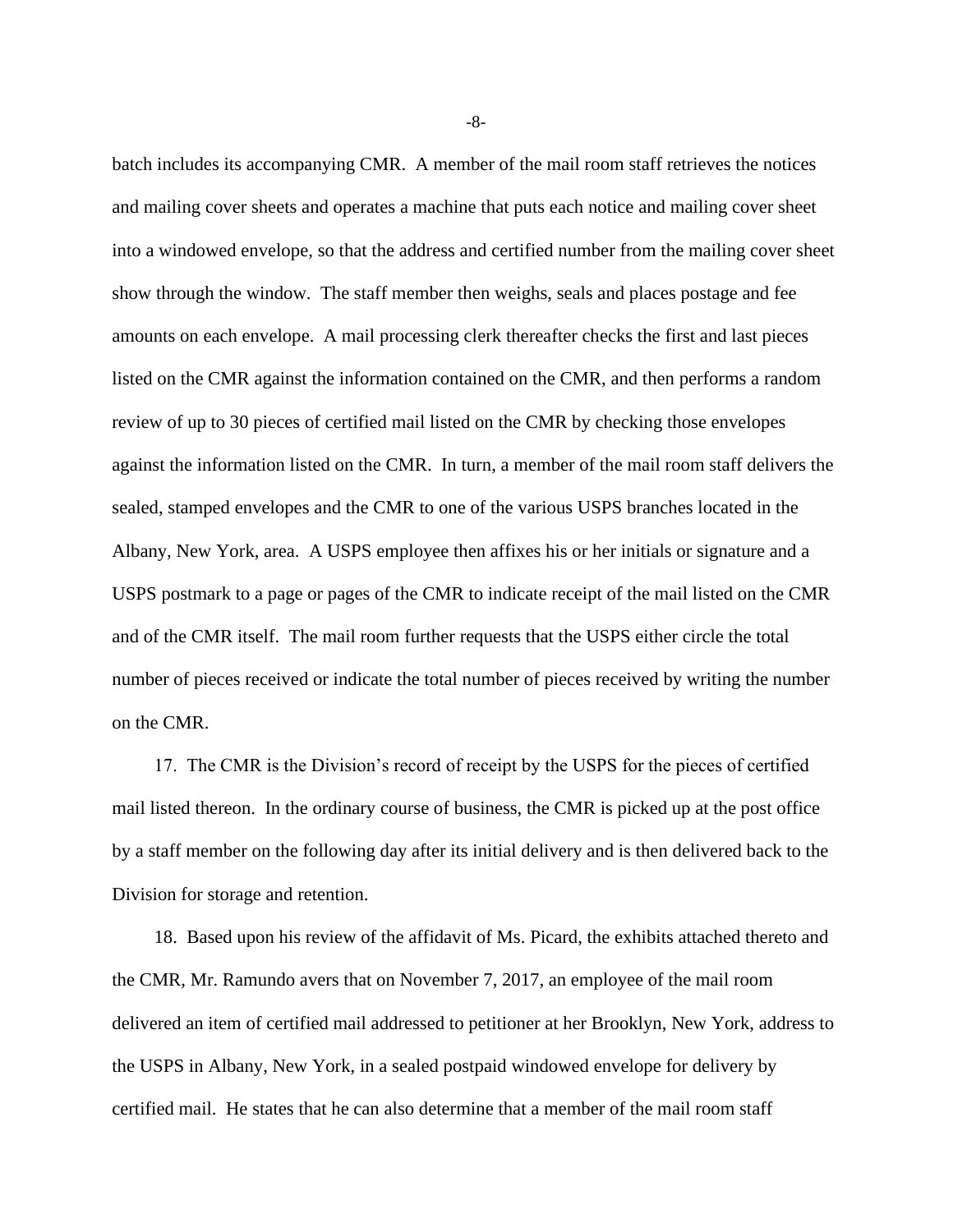batch includes its accompanying CMR. A member of the mail room staff retrieves the notices and mailing cover sheets and operates a machine that puts each notice and mailing cover sheet into a windowed envelope, so that the address and certified number from the mailing cover sheet show through the window. The staff member then weighs, seals and places postage and fee amounts on each envelope. A mail processing clerk thereafter checks the first and last pieces listed on the CMR against the information contained on the CMR, and then performs a random review of up to 30 pieces of certified mail listed on the CMR by checking those envelopes against the information listed on the CMR. In turn, a member of the mail room staff delivers the sealed, stamped envelopes and the CMR to one of the various USPS branches located in the Albany, New York, area. A USPS employee then affixes his or her initials or signature and a USPS postmark to a page or pages of the CMR to indicate receipt of the mail listed on the CMR and of the CMR itself. The mail room further requests that the USPS either circle the total number of pieces received or indicate the total number of pieces received by writing the number on the CMR.

17. The CMR is the Division's record of receipt by the USPS for the pieces of certified mail listed thereon. In the ordinary course of business, the CMR is picked up at the post office by a staff member on the following day after its initial delivery and is then delivered back to the Division for storage and retention.

18. Based upon his review of the affidavit of Ms. Picard, the exhibits attached thereto and the CMR, Mr. Ramundo avers that on November 7, 2017, an employee of the mail room delivered an item of certified mail addressed to petitioner at her Brooklyn, New York, address to the USPS in Albany, New York, in a sealed postpaid windowed envelope for delivery by certified mail. He states that he can also determine that a member of the mail room staff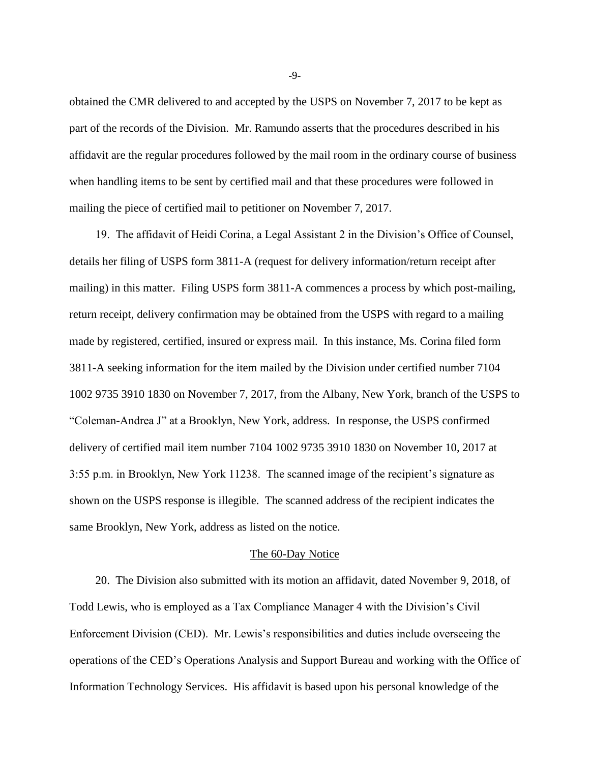obtained the CMR delivered to and accepted by the USPS on November 7, 2017 to be kept as part of the records of the Division. Mr. Ramundo asserts that the procedures described in his affidavit are the regular procedures followed by the mail room in the ordinary course of business when handling items to be sent by certified mail and that these procedures were followed in mailing the piece of certified mail to petitioner on November 7, 2017.

19. The affidavit of Heidi Corina, a Legal Assistant 2 in the Division's Office of Counsel, details her filing of USPS form 3811-A (request for delivery information/return receipt after mailing) in this matter. Filing USPS form 3811-A commences a process by which post-mailing, return receipt, delivery confirmation may be obtained from the USPS with regard to a mailing made by registered, certified, insured or express mail. In this instance, Ms. Corina filed form 3811-A seeking information for the item mailed by the Division under certified number 7104 1002 9735 3910 1830 on November 7, 2017, from the Albany, New York, branch of the USPS to "Coleman-Andrea J" at a Brooklyn, New York, address. In response, the USPS confirmed delivery of certified mail item number 7104 1002 9735 3910 1830 on November 10, 2017 at 3:55 p.m. in Brooklyn, New York 11238. The scanned image of the recipient's signature as shown on the USPS response is illegible. The scanned address of the recipient indicates the same Brooklyn, New York, address as listed on the notice.

## The 60-Day Notice

20. The Division also submitted with its motion an affidavit, dated November 9, 2018, of Todd Lewis, who is employed as a Tax Compliance Manager 4 with the Division's Civil Enforcement Division (CED). Mr. Lewis's responsibilities and duties include overseeing the operations of the CED's Operations Analysis and Support Bureau and working with the Office of Information Technology Services. His affidavit is based upon his personal knowledge of the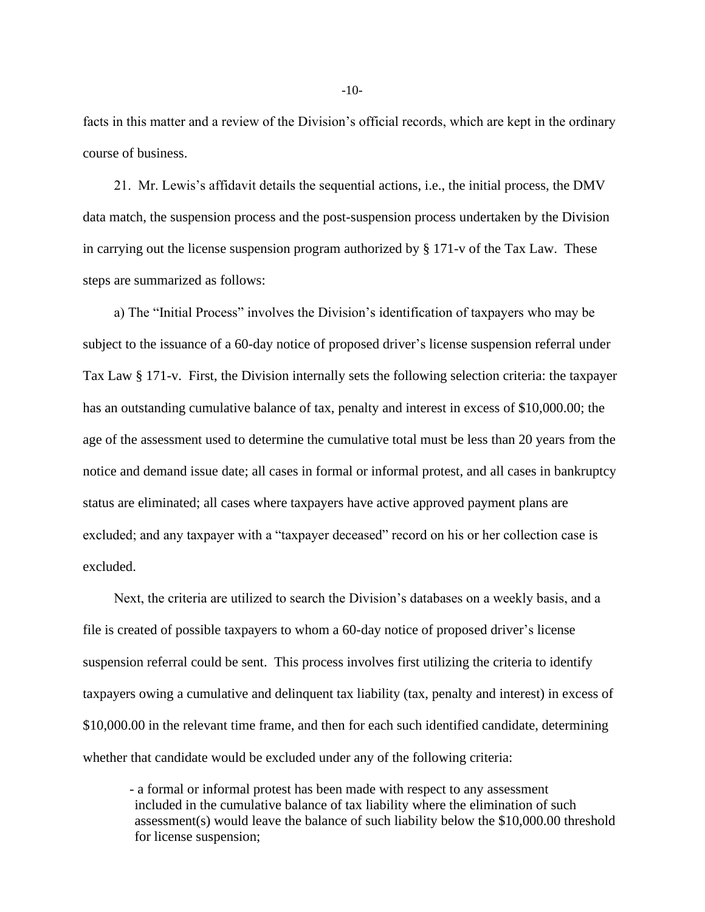facts in this matter and a review of the Division's official records, which are kept in the ordinary course of business.

21. Mr. Lewis's affidavit details the sequential actions, i.e., the initial process, the DMV data match, the suspension process and the post-suspension process undertaken by the Division in carrying out the license suspension program authorized by § 171-v of the Tax Law. These steps are summarized as follows:

a) The "Initial Process" involves the Division's identification of taxpayers who may be subject to the issuance of a 60-day notice of proposed driver's license suspension referral under Tax Law § 171-v. First, the Division internally sets the following selection criteria: the taxpayer has an outstanding cumulative balance of tax, penalty and interest in excess of $10,000.00; the age of the assessment used to determine the cumulative total must be less than 20 years from the notice and demand issue date; all cases in formal or informal protest, and all cases in bankruptcy status are eliminated; all cases where taxpayers have active approved payment plans are excluded; and any taxpayer with a "taxpayer deceased" record on his or her collection case is excluded.

Next, the criteria are utilized to search the Division's databases on a weekly basis, and a file is created of possible taxpayers to whom a 60-day notice of proposed driver's license suspension referral could be sent. This process involves first utilizing the criteria to identify taxpayers owing a cumulative and delinquent tax liability (tax, penalty and interest) in excess of $10,000.00 in the relevant time frame, and then for each such identified candidate, determining whether that candidate would be excluded under any of the following criteria:

- a formal or informal protest has been made with respect to any assessment included in the cumulative balance of tax liability where the elimination of such assessment(s) would leave the balance of such liability below the $10,000.00 threshold for license suspension;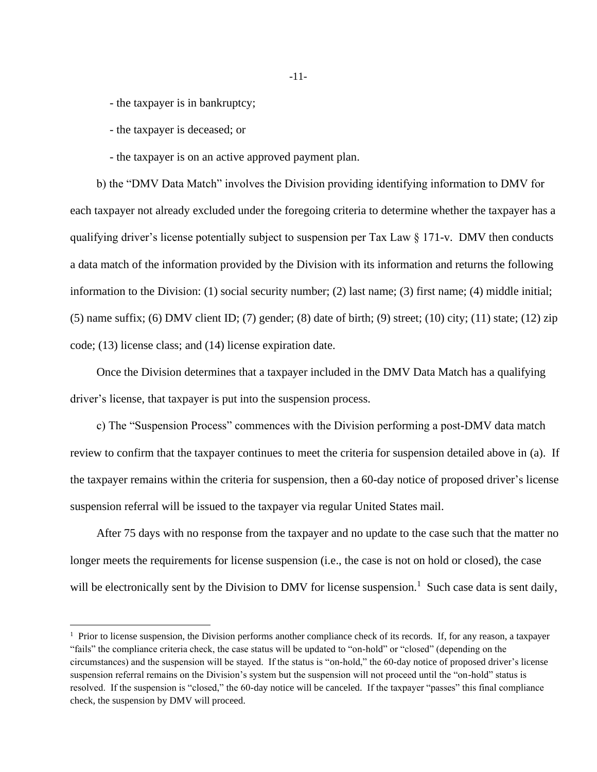- the taxpayer is in bankruptcy;

- the taxpayer is deceased; or

- the taxpayer is on an active approved payment plan.

b) the "DMV Data Match" involves the Division providing identifying information to DMV for each taxpayer not already excluded under the foregoing criteria to determine whether the taxpayer has a qualifying driver's license potentially subject to suspension per Tax Law § 171-v. DMV then conducts a data match of the information provided by the Division with its information and returns the following information to the Division: (1) social security number; (2) last name; (3) first name; (4) middle initial; (5) name suffix; (6) DMV client ID; (7) gender; (8) date of birth; (9) street; (10) city; (11) state; (12) zip code; (13) license class; and (14) license expiration date.

Once the Division determines that a taxpayer included in the DMV Data Match has a qualifying driver's license, that taxpayer is put into the suspension process.

c) The "Suspension Process" commences with the Division performing a post-DMV data match review to confirm that the taxpayer continues to meet the criteria for suspension detailed above in (a). If the taxpayer remains within the criteria for suspension, then a 60-day notice of proposed driver's license suspension referral will be issued to the taxpayer via regular United States mail.

After 75 days with no response from the taxpayer and no update to the case such that the matter no longer meets the requirements for license suspension (i.e., the case is not on hold or closed), the case will be electronically sent by the Division to DMV for license suspension.[1] Such case data is sent daily,

[1] Prior to license suspension, the Division performs another compliance check of its records. If, for any reason, a taxpayer "fails" the compliance criteria check, the case status will be updated to "on-hold" or "closed" (depending on the circumstances) and the suspension will be stayed. If the status is "on-hold," the 60-day notice of proposed driver's license suspension referral remains on the Division's system but the suspension will not proceed until the "on-hold" status is resolved. If the suspension is "closed," the 60-day notice will be canceled. If the taxpayer "passes" this final compliance check, the suspension by DMV will proceed.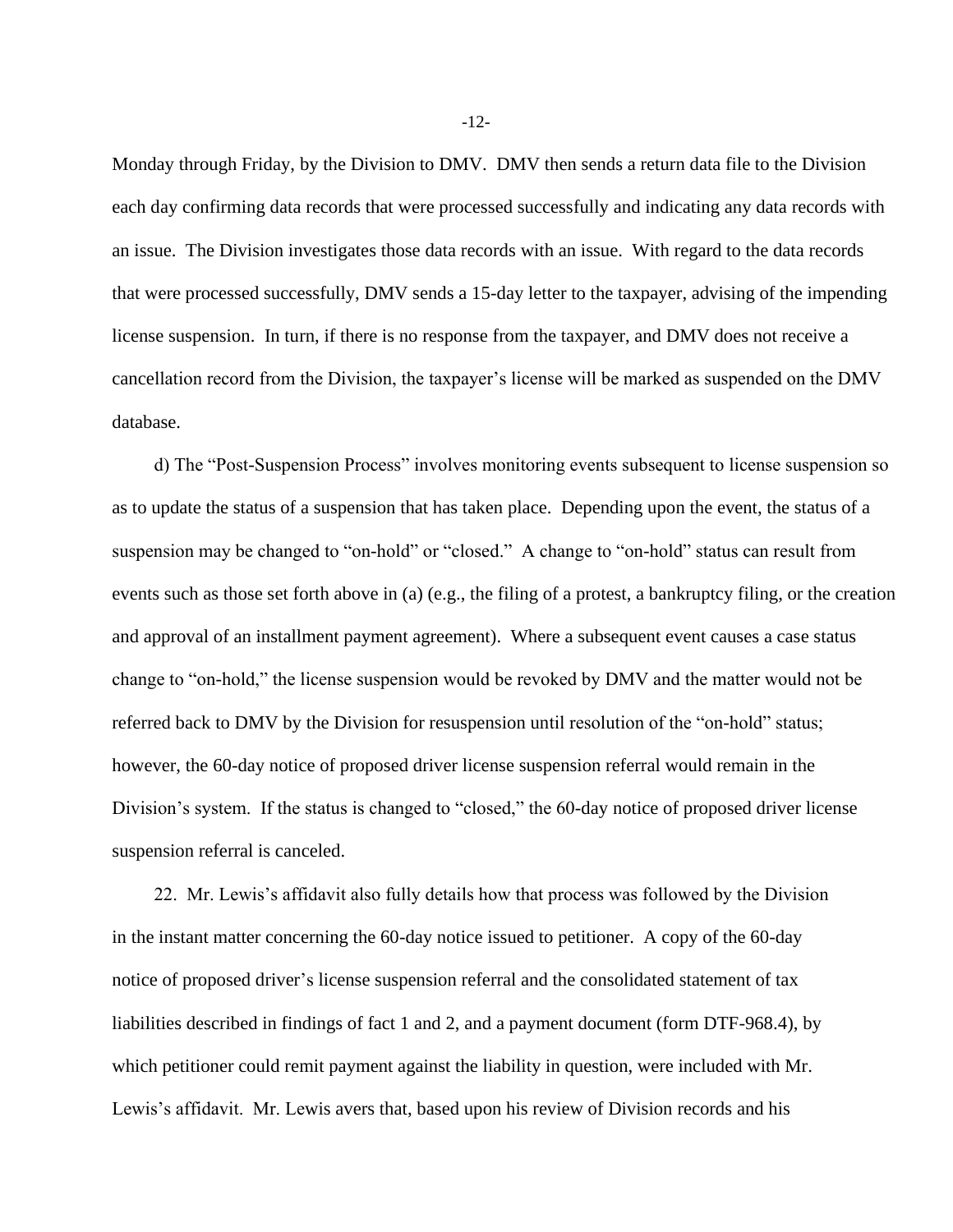Monday through Friday, by the Division to DMV. DMV then sends a return data file to the Division each day confirming data records that were processed successfully and indicating any data records with an issue. The Division investigates those data records with an issue. With regard to the data records that were processed successfully, DMV sends a 15-day letter to the taxpayer, advising of the impending license suspension. In turn, if there is no response from the taxpayer, and DMV does not receive a cancellation record from the Division, the taxpayer's license will be marked as suspended on the DMV database.

d) The "Post-Suspension Process" involves monitoring events subsequent to license suspension so as to update the status of a suspension that has taken place. Depending upon the event, the status of a suspension may be changed to "on-hold" or "closed." A change to "on-hold" status can result from events such as those set forth above in (a) (e.g., the filing of a protest, a bankruptcy filing, or the creation and approval of an installment payment agreement). Where a subsequent event causes a case status change to "on-hold," the license suspension would be revoked by DMV and the matter would not be referred back to DMV by the Division for resuspension until resolution of the "on-hold" status; however, the 60-day notice of proposed driver license suspension referral would remain in the Division's system. If the status is changed to "closed," the 60-day notice of proposed driver license suspension referral is canceled.

22. Mr. Lewis's affidavit also fully details how that process was followed by the Division in the instant matter concerning the 60-day notice issued to petitioner. A copy of the 60-day notice of proposed driver's license suspension referral and the consolidated statement of tax liabilities described in findings of fact 1 and 2, and a payment document (form DTF-968.4), by which petitioner could remit payment against the liability in question, were included with Mr. Lewis's affidavit. Mr. Lewis avers that, based upon his review of Division records and his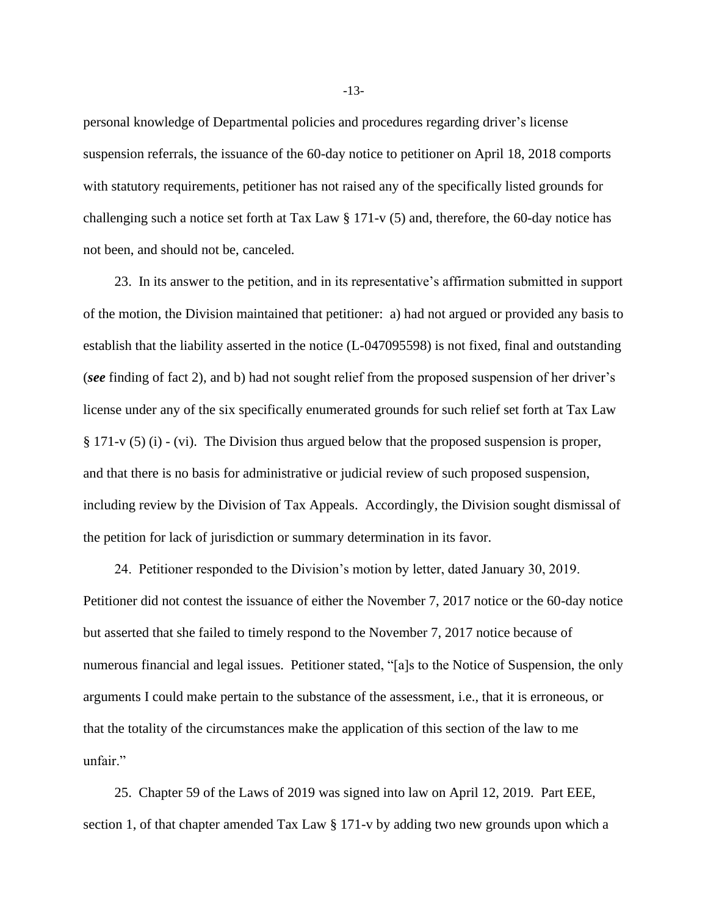personal knowledge of Departmental policies and procedures regarding driver's license suspension referrals, the issuance of the 60-day notice to petitioner on April 18, 2018 comports with statutory requirements, petitioner has not raised any of the specifically listed grounds for challenging such a notice set forth at Tax Law § 171-v (5) and, therefore, the 60-day notice has not been, and should not be, canceled.

23. In its answer to the petition, and in its representative's affirmation submitted in support of the motion, the Division maintained that petitioner: a) had not argued or provided any basis to establish that the liability asserted in the notice (L-047095598) is not fixed, final and outstanding (***see*** finding of fact 2), and b) had not sought relief from the proposed suspension of her driver's license under any of the six specifically enumerated grounds for such relief set forth at Tax Law § 171-v (5) (i) - (vi). The Division thus argued below that the proposed suspension is proper, and that there is no basis for administrative or judicial review of such proposed suspension, including review by the Division of Tax Appeals. Accordingly, the Division sought dismissal of the petition for lack of jurisdiction or summary determination in its favor.

24. Petitioner responded to the Division's motion by letter, dated January 30, 2019. Petitioner did not contest the issuance of either the November 7, 2017 notice or the 60-day notice but asserted that she failed to timely respond to the November 7, 2017 notice because of numerous financial and legal issues. Petitioner stated, "[a]s to the Notice of Suspension, the only arguments I could make pertain to the substance of the assessment, i.e., that it is erroneous, or that the totality of the circumstances make the application of this section of the law to me unfair."

25. Chapter 59 of the Laws of 2019 was signed into law on April 12, 2019. Part EEE, section 1, of that chapter amended Tax Law § 171-v by adding two new grounds upon which a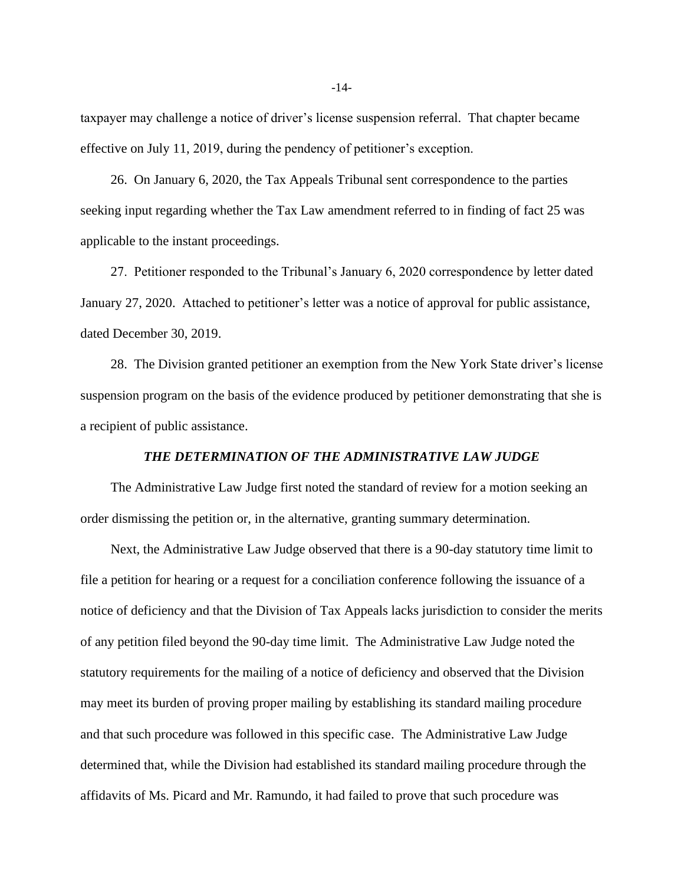taxpayer may challenge a notice of driver's license suspension referral. That chapter became effective on July 11, 2019, during the pendency of petitioner's exception.

26. On January 6, 2020, the Tax Appeals Tribunal sent correspondence to the parties seeking input regarding whether the Tax Law amendment referred to in finding of fact 25 was applicable to the instant proceedings.

27. Petitioner responded to the Tribunal's January 6, 2020 correspondence by letter dated January 27, 2020. Attached to petitioner's letter was a notice of approval for public assistance, dated December 30, 2019.

28. The Division granted petitioner an exemption from the New York State driver's license suspension program on the basis of the evidence produced by petitioner demonstrating that she is a recipient of public assistance.

### *THE DETERMINATION OF THE ADMINISTRATIVE LAW JUDGE*

The Administrative Law Judge first noted the standard of review for a motion seeking an order dismissing the petition or, in the alternative, granting summary determination.

Next, the Administrative Law Judge observed that there is a 90-day statutory time limit to file a petition for hearing or a request for a conciliation conference following the issuance of a notice of deficiency and that the Division of Tax Appeals lacks jurisdiction to consider the merits of any petition filed beyond the 90-day time limit. The Administrative Law Judge noted the statutory requirements for the mailing of a notice of deficiency and observed that the Division may meet its burden of proving proper mailing by establishing its standard mailing procedure and that such procedure was followed in this specific case. The Administrative Law Judge determined that, while the Division had established its standard mailing procedure through the affidavits of Ms. Picard and Mr. Ramundo, it had failed to prove that such procedure was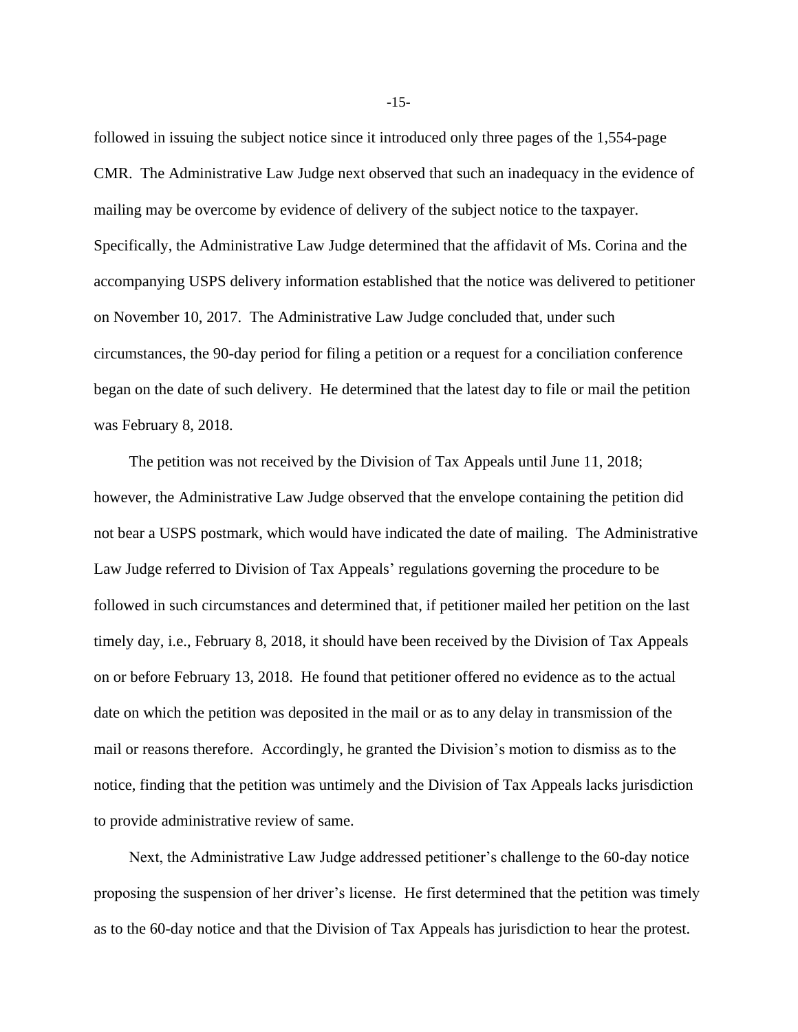followed in issuing the subject notice since it introduced only three pages of the 1,554-page CMR. The Administrative Law Judge next observed that such an inadequacy in the evidence of mailing may be overcome by evidence of delivery of the subject notice to the taxpayer. Specifically, the Administrative Law Judge determined that the affidavit of Ms. Corina and the accompanying USPS delivery information established that the notice was delivered to petitioner on November 10, 2017. The Administrative Law Judge concluded that, under such circumstances, the 90-day period for filing a petition or a request for a conciliation conference began on the date of such delivery. He determined that the latest day to file or mail the petition was February 8, 2018.

The petition was not received by the Division of Tax Appeals until June 11, 2018; however, the Administrative Law Judge observed that the envelope containing the petition did not bear a USPS postmark, which would have indicated the date of mailing. The Administrative Law Judge referred to Division of Tax Appeals' regulations governing the procedure to be followed in such circumstances and determined that, if petitioner mailed her petition on the last timely day, i.e., February 8, 2018, it should have been received by the Division of Tax Appeals on or before February 13, 2018. He found that petitioner offered no evidence as to the actual date on which the petition was deposited in the mail or as to any delay in transmission of the mail or reasons therefore. Accordingly, he granted the Division's motion to dismiss as to the notice, finding that the petition was untimely and the Division of Tax Appeals lacks jurisdiction to provide administrative review of same.

Next, the Administrative Law Judge addressed petitioner's challenge to the 60-day notice proposing the suspension of her driver's license. He first determined that the petition was timely as to the 60-day notice and that the Division of Tax Appeals has jurisdiction to hear the protest.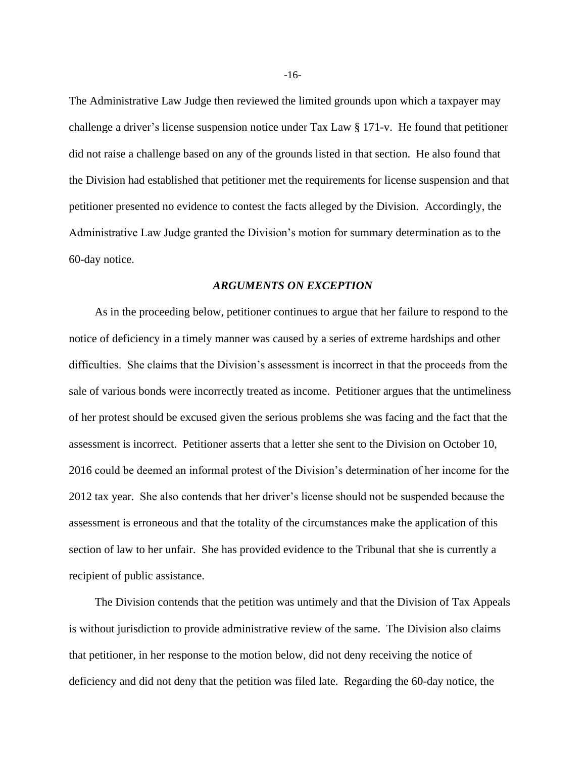The Administrative Law Judge then reviewed the limited grounds upon which a taxpayer may challenge a driver's license suspension notice under Tax Law § 171-v. He found that petitioner did not raise a challenge based on any of the grounds listed in that section. He also found that the Division had established that petitioner met the requirements for license suspension and that petitioner presented no evidence to contest the facts alleged by the Division. Accordingly, the Administrative Law Judge granted the Division's motion for summary determination as to the 60-day notice.

### *ARGUMENTS ON EXCEPTION*

As in the proceeding below, petitioner continues to argue that her failure to respond to the notice of deficiency in a timely manner was caused by a series of extreme hardships and other difficulties. She claims that the Division's assessment is incorrect in that the proceeds from the sale of various bonds were incorrectly treated as income. Petitioner argues that the untimeliness of her protest should be excused given the serious problems she was facing and the fact that the assessment is incorrect. Petitioner asserts that a letter she sent to the Division on October 10, 2016 could be deemed an informal protest of the Division's determination of her income for the 2012 tax year. She also contends that her driver's license should not be suspended because the assessment is erroneous and that the totality of the circumstances make the application of this section of law to her unfair. She has provided evidence to the Tribunal that she is currently a recipient of public assistance.

The Division contends that the petition was untimely and that the Division of Tax Appeals is without jurisdiction to provide administrative review of the same. The Division also claims that petitioner, in her response to the motion below, did not deny receiving the notice of deficiency and did not deny that the petition was filed late. Regarding the 60-day notice, the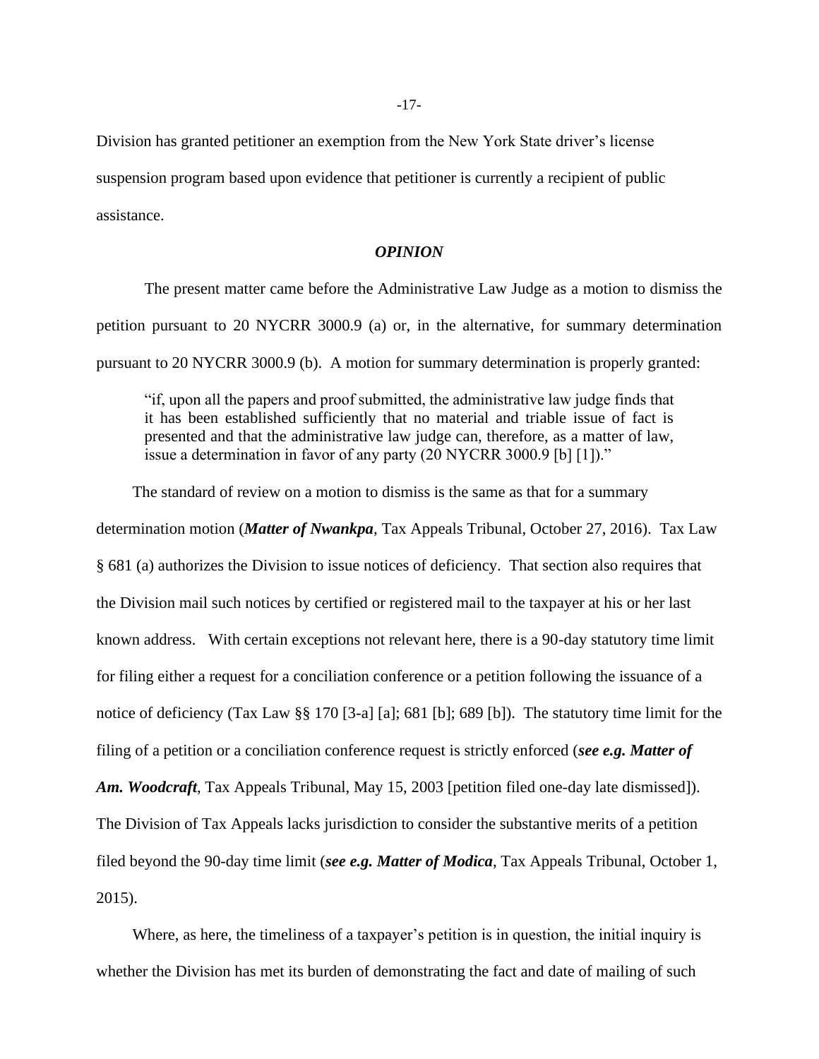Division has granted petitioner an exemption from the New York State driver's license suspension program based upon evidence that petitioner is currently a recipient of public assistance.

### *OPINION*

The present matter came before the Administrative Law Judge as a motion to dismiss the petition pursuant to 20 NYCRR 3000.9 (a) or, in the alternative, for summary determination pursuant to 20 NYCRR 3000.9 (b). A motion for summary determination is properly granted:

> "if, upon all the papers and proof submitted, the administrative law judge finds that it has been established sufficiently that no material and triable issue of fact is presented and that the administrative law judge can, therefore, as a matter of law, issue a determination in favor of any party (20 NYCRR 3000.9 [b] [1])."

The standard of review on a motion to dismiss is the same as that for a summary determination motion (***Matter of Nwankpa***, Tax Appeals Tribunal, October 27, 2016). Tax Law § 681 (a) authorizes the Division to issue notices of deficiency. That section also requires that the Division mail such notices by certified or registered mail to the taxpayer at his or her last known address. With certain exceptions not relevant here, there is a 90-day statutory time limit for filing either a request for a conciliation conference or a petition following the issuance of a notice of deficiency (Tax Law §§ 170 [3-a] [a]; 681 [b]; 689 [b]). The statutory time limit for the filing of a petition or a conciliation conference request is strictly enforced (***see e.g. Matter of Am. Woodcraft***, Tax Appeals Tribunal, May 15, 2003 [petition filed one-day late dismissed]). The Division of Tax Appeals lacks jurisdiction to consider the substantive merits of a petition filed beyond the 90-day time limit (***see e.g. Matter of Modica***, Tax Appeals Tribunal, October 1, 2015).

Where, as here, the timeliness of a taxpayer's petition is in question, the initial inquiry is whether the Division has met its burden of demonstrating the fact and date of mailing of such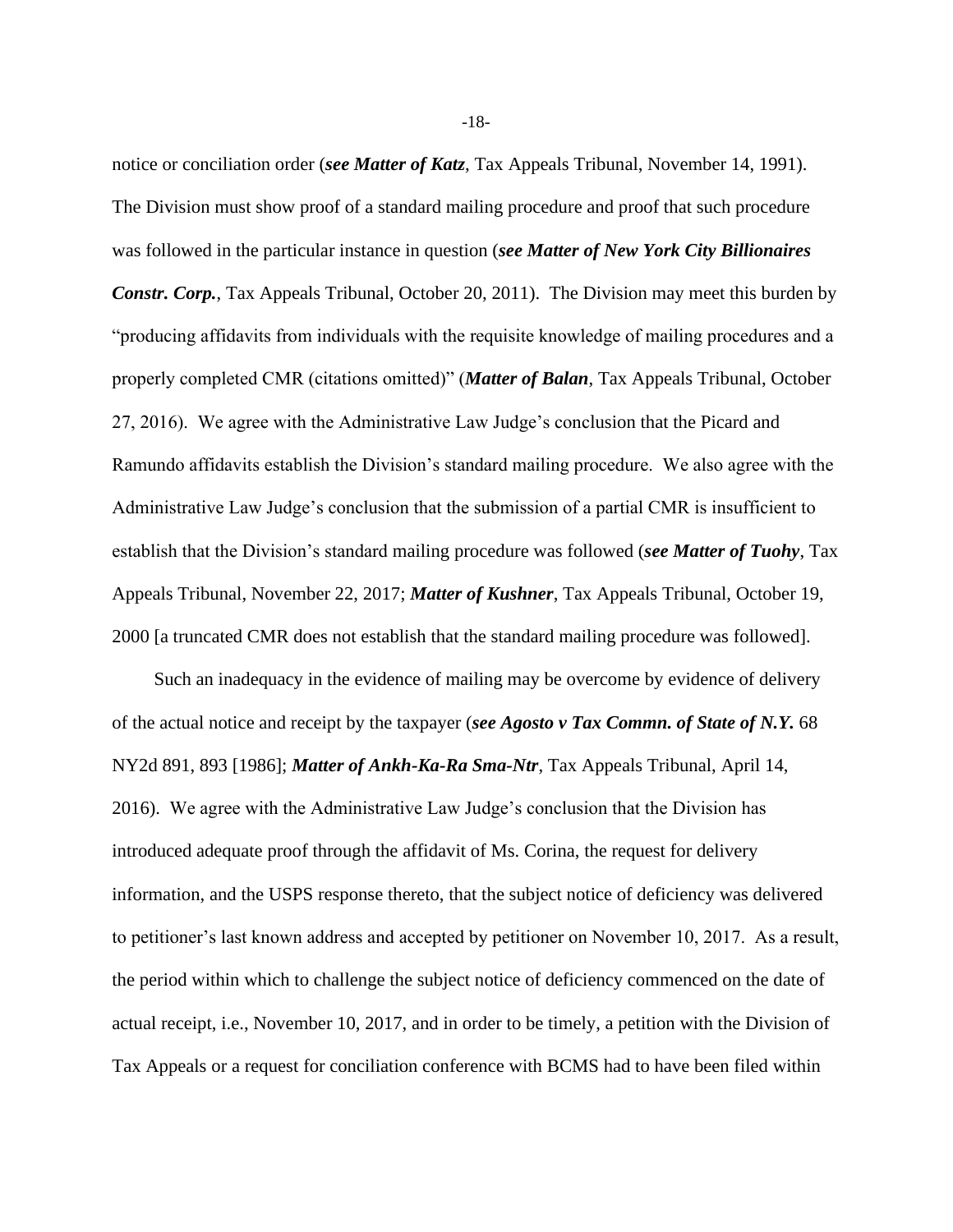notice or conciliation order (***see Matter of Katz***, Tax Appeals Tribunal, November 14, 1991). The Division must show proof of a standard mailing procedure and proof that such procedure was followed in the particular instance in question (***see Matter of New York City Billionaires Constr. Corp.***, Tax Appeals Tribunal, October 20, 2011). The Division may meet this burden by "producing affidavits from individuals with the requisite knowledge of mailing procedures and a properly completed CMR (citations omitted)" (***Matter of Balan***, Tax Appeals Tribunal, October 27, 2016). We agree with the Administrative Law Judge's conclusion that the Picard and Ramundo affidavits establish the Division's standard mailing procedure. We also agree with the Administrative Law Judge's conclusion that the submission of a partial CMR is insufficient to establish that the Division's standard mailing procedure was followed (***see Matter of Tuohy***, Tax Appeals Tribunal, November 22, 2017; ***Matter of Kushner***, Tax Appeals Tribunal, October 19, 2000 [a truncated CMR does not establish that the standard mailing procedure was followed].

Such an inadequacy in the evidence of mailing may be overcome by evidence of delivery of the actual notice and receipt by the taxpayer (***see Agosto v Tax Commn. of State of N.Y.*** 68 NY2d 891, 893 [1986]; ***Matter of Ankh-Ka-Ra Sma-Ntr***, Tax Appeals Tribunal, April 14, 2016). We agree with the Administrative Law Judge's conclusion that the Division has introduced adequate proof through the affidavit of Ms. Corina, the request for delivery information, and the USPS response thereto, that the subject notice of deficiency was delivered to petitioner's last known address and accepted by petitioner on November 10, 2017. As a result, the period within which to challenge the subject notice of deficiency commenced on the date of actual receipt, i.e., November 10, 2017, and in order to be timely, a petition with the Division of Tax Appeals or a request for conciliation conference with BCMS had to have been filed within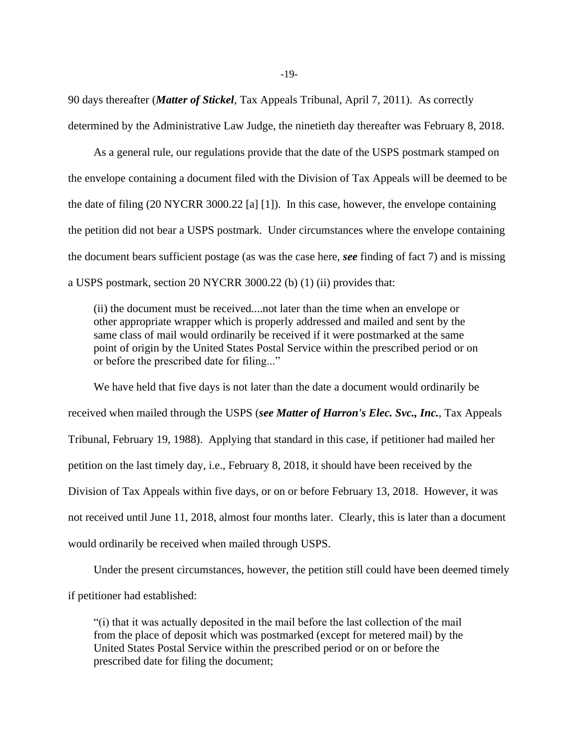90 days thereafter (***Matter of Stickel***, Tax Appeals Tribunal, April 7, 2011). As correctly determined by the Administrative Law Judge, the ninetieth day thereafter was February 8, 2018.

As a general rule, our regulations provide that the date of the USPS postmark stamped on the envelope containing a document filed with the Division of Tax Appeals will be deemed to be the date of filing (20 NYCRR 3000.22 [a] [1]). In this case, however, the envelope containing the petition did not bear a USPS postmark. Under circumstances where the envelope containing the document bears sufficient postage (as was the case here, ***see*** finding of fact 7) and is missing a USPS postmark, section 20 NYCRR 3000.22 (b) (1) (ii) provides that:

> (ii) the document must be received....not later than the time when an envelope or other appropriate wrapper which is properly addressed and mailed and sent by the same class of mail would ordinarily be received if it were postmarked at the same point of origin by the United States Postal Service within the prescribed period or on or before the prescribed date for filing..."

We have held that five days is not later than the date a document would ordinarily be received when mailed through the USPS (***see Matter of Harron's Elec. Svc., Inc.***, Tax Appeals Tribunal, February 19, 1988). Applying that standard in this case, if petitioner had mailed her petition on the last timely day, i.e., February 8, 2018, it should have been received by the Division of Tax Appeals within five days, or on or before February 13, 2018. However, it was not received until June 11, 2018, almost four months later. Clearly, this is later than a document would ordinarily be received when mailed through USPS.

Under the present circumstances, however, the petition still could have been deemed timely if petitioner had established:

> "(i) that it was actually deposited in the mail before the last collection of the mail from the place of deposit which was postmarked (except for metered mail) by the United States Postal Service within the prescribed period or on or before the prescribed date for filing the document;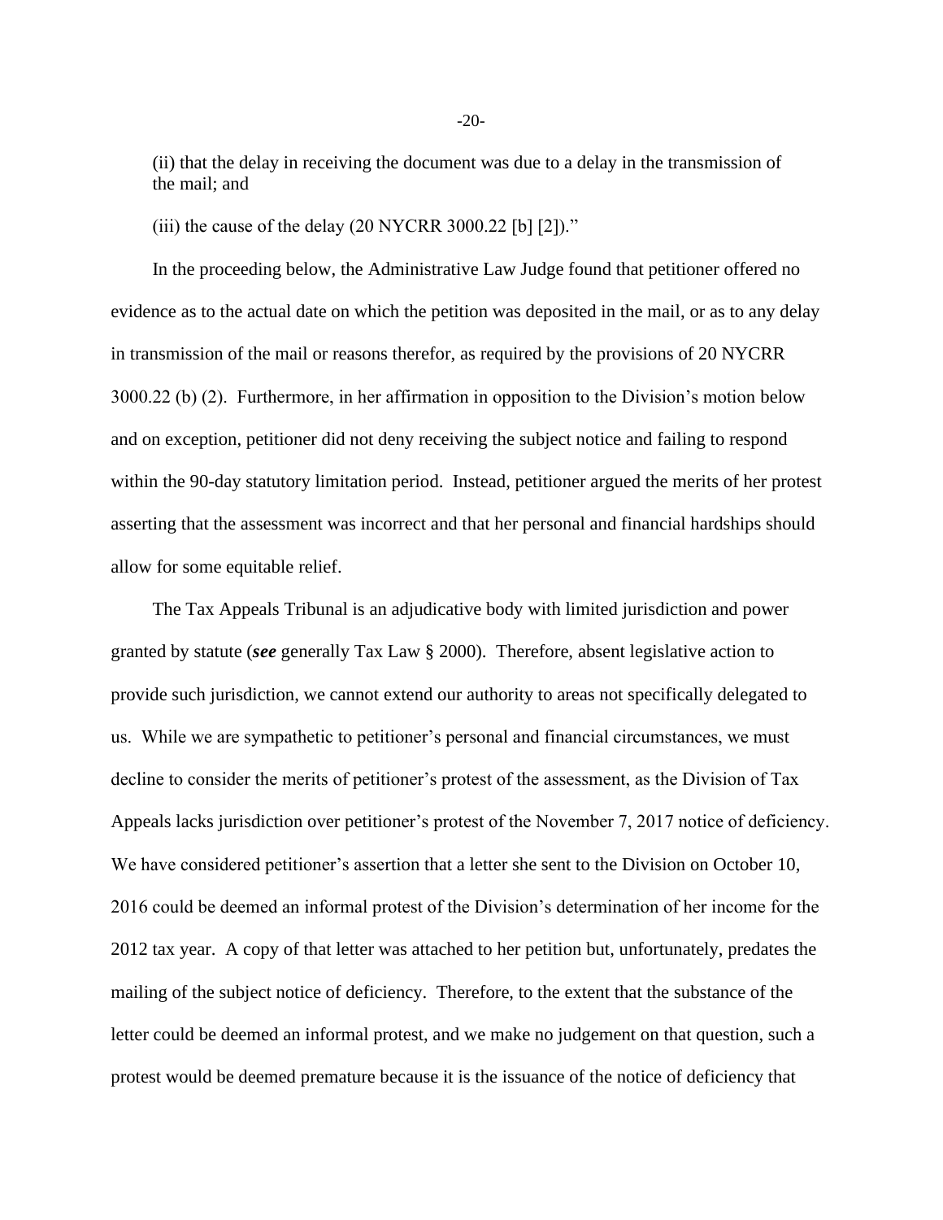(ii) that the delay in receiving the document was due to a delay in the transmission of the mail; and

(iii) the cause of the delay (20 NYCRR 3000.22 [b] [2])."

In the proceeding below, the Administrative Law Judge found that petitioner offered no evidence as to the actual date on which the petition was deposited in the mail, or as to any delay in transmission of the mail or reasons therefor, as required by the provisions of 20 NYCRR 3000.22 (b) (2). Furthermore, in her affirmation in opposition to the Division's motion below and on exception, petitioner did not deny receiving the subject notice and failing to respond within the 90-day statutory limitation period. Instead, petitioner argued the merits of her protest asserting that the assessment was incorrect and that her personal and financial hardships should allow for some equitable relief.

The Tax Appeals Tribunal is an adjudicative body with limited jurisdiction and power granted by statute (***see*** generally Tax Law § 2000). Therefore, absent legislative action to provide such jurisdiction, we cannot extend our authority to areas not specifically delegated to us. While we are sympathetic to petitioner's personal and financial circumstances, we must decline to consider the merits of petitioner's protest of the assessment, as the Division of Tax Appeals lacks jurisdiction over petitioner's protest of the November 7, 2017 notice of deficiency. We have considered petitioner's assertion that a letter she sent to the Division on October 10, 2016 could be deemed an informal protest of the Division's determination of her income for the 2012 tax year. A copy of that letter was attached to her petition but, unfortunately, predates the mailing of the subject notice of deficiency. Therefore, to the extent that the substance of the letter could be deemed an informal protest, and we make no judgement on that question, such a protest would be deemed premature because it is the issuance of the notice of deficiency that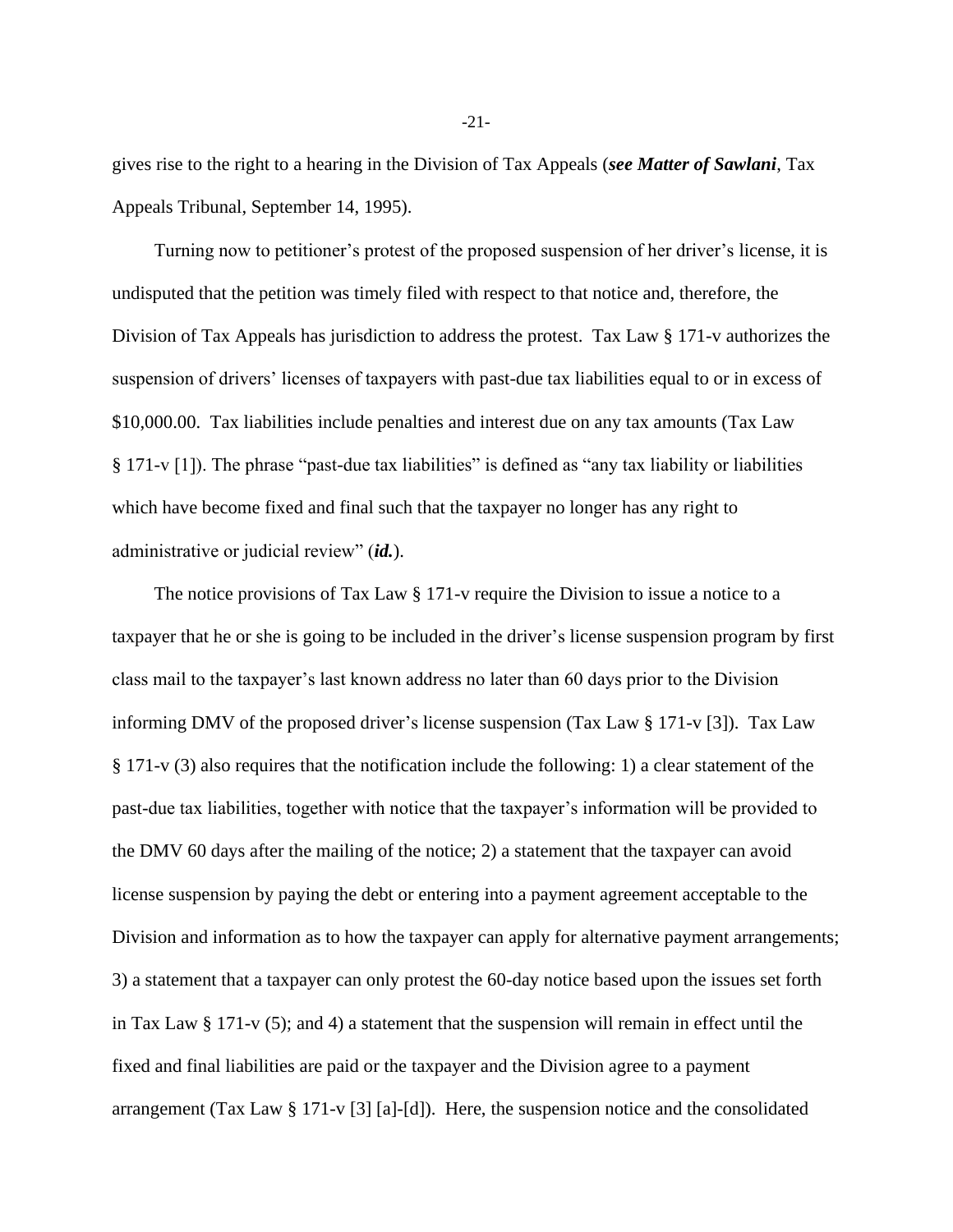gives rise to the right to a hearing in the Division of Tax Appeals (***see Matter of Sawlani***, Tax Appeals Tribunal, September 14, 1995).

Turning now to petitioner's protest of the proposed suspension of her driver's license, it is undisputed that the petition was timely filed with respect to that notice and, therefore, the Division of Tax Appeals has jurisdiction to address the protest. Tax Law § 171-v authorizes the suspension of drivers' licenses of taxpayers with past-due tax liabilities equal to or in excess of $10,000.00. Tax liabilities include penalties and interest due on any tax amounts (Tax Law § 171-v [1]). The phrase "past-due tax liabilities" is defined as "any tax liability or liabilities which have become fixed and final such that the taxpayer no longer has any right to administrative or judicial review" (***id.***).

The notice provisions of Tax Law § 171-v require the Division to issue a notice to a taxpayer that he or she is going to be included in the driver's license suspension program by first class mail to the taxpayer's last known address no later than 60 days prior to the Division informing DMV of the proposed driver's license suspension (Tax Law § 171-v [3]). Tax Law § 171-v (3) also requires that the notification include the following: 1) a clear statement of the past-due tax liabilities, together with notice that the taxpayer's information will be provided to the DMV 60 days after the mailing of the notice; 2) a statement that the taxpayer can avoid license suspension by paying the debt or entering into a payment agreement acceptable to the Division and information as to how the taxpayer can apply for alternative payment arrangements; 3) a statement that a taxpayer can only protest the 60-day notice based upon the issues set forth in Tax Law § 171-v (5); and 4) a statement that the suspension will remain in effect until the fixed and final liabilities are paid or the taxpayer and the Division agree to a payment arrangement (Tax Law § 171-v [3] [a]-[d]). Here, the suspension notice and the consolidated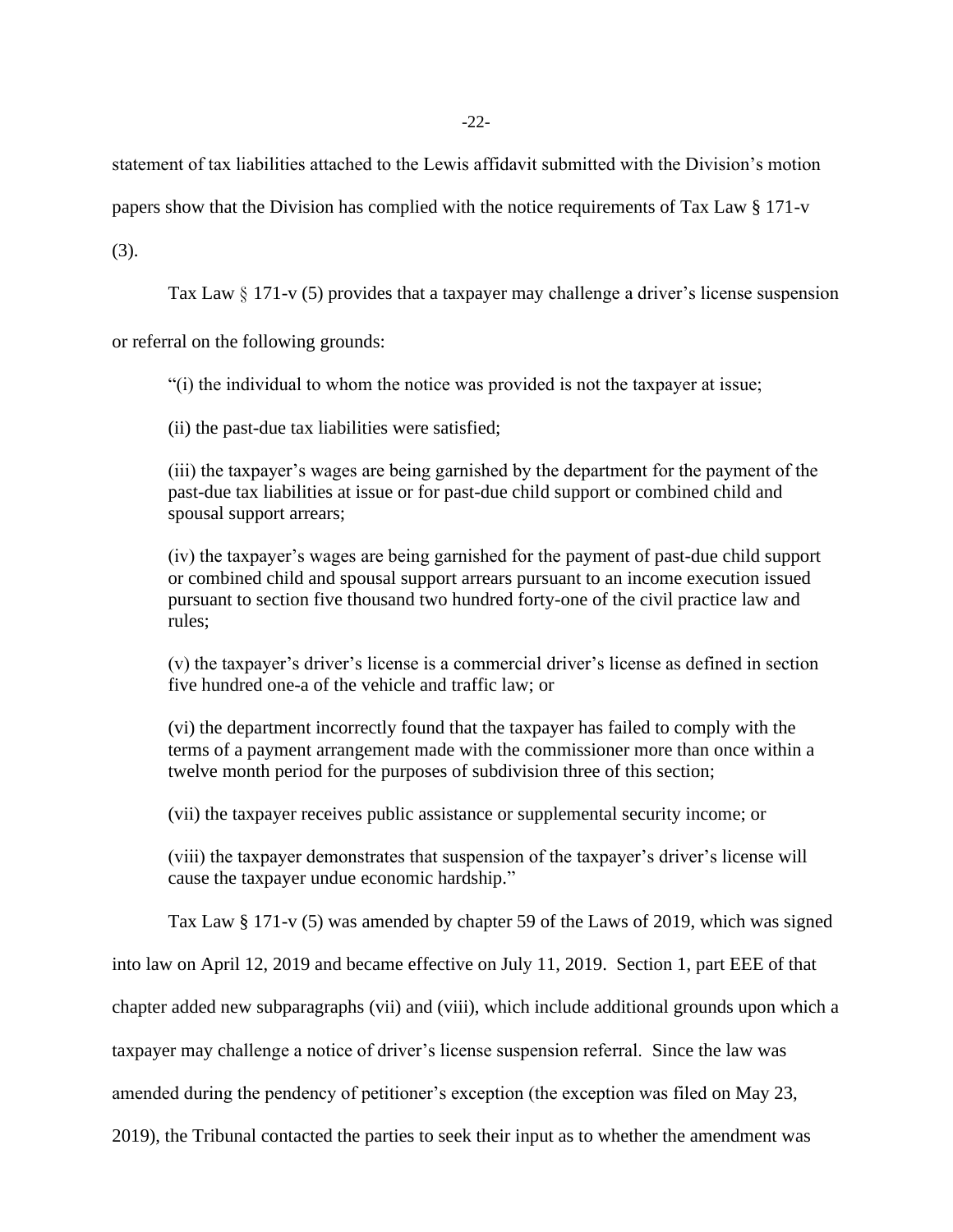statement of tax liabilities attached to the Lewis affidavit submitted with the Division's motion papers show that the Division has complied with the notice requirements of Tax Law § 171-v (3).

Tax Law § 171-v (5) provides that a taxpayer may challenge a driver's license suspension or referral on the following grounds:

> "(i) the individual to whom the notice was provided is not the taxpayer at issue;
>
> (ii) the past-due tax liabilities were satisfied;
>
> (iii) the taxpayer's wages are being garnished by the department for the payment of the past-due tax liabilities at issue or for past-due child support or combined child and spousal support arrears;
>
> (iv) the taxpayer's wages are being garnished for the payment of past-due child support or combined child and spousal support arrears pursuant to an income execution issued pursuant to section five thousand two hundred forty-one of the civil practice law and rules;
>
> (v) the taxpayer's driver's license is a commercial driver's license as defined in section five hundred one-a of the vehicle and traffic law; or
>
> (vi) the department incorrectly found that the taxpayer has failed to comply with the terms of a payment arrangement made with the commissioner more than once within a twelve month period for the purposes of subdivision three of this section;
>
> (vii) the taxpayer receives public assistance or supplemental security income; or
>
> (viii) the taxpayer demonstrates that suspension of the taxpayer's driver's license will cause the taxpayer undue economic hardship."

Tax Law § 171-v (5) was amended by chapter 59 of the Laws of 2019, which was signed into law on April 12, 2019 and became effective on July 11, 2019. Section 1, part EEE of that chapter added new subparagraphs (vii) and (viii), which include additional grounds upon which a taxpayer may challenge a notice of driver's license suspension referral. Since the law was amended during the pendency of petitioner's exception (the exception was filed on May 23, 2019), the Tribunal contacted the parties to seek their input as to whether the amendment was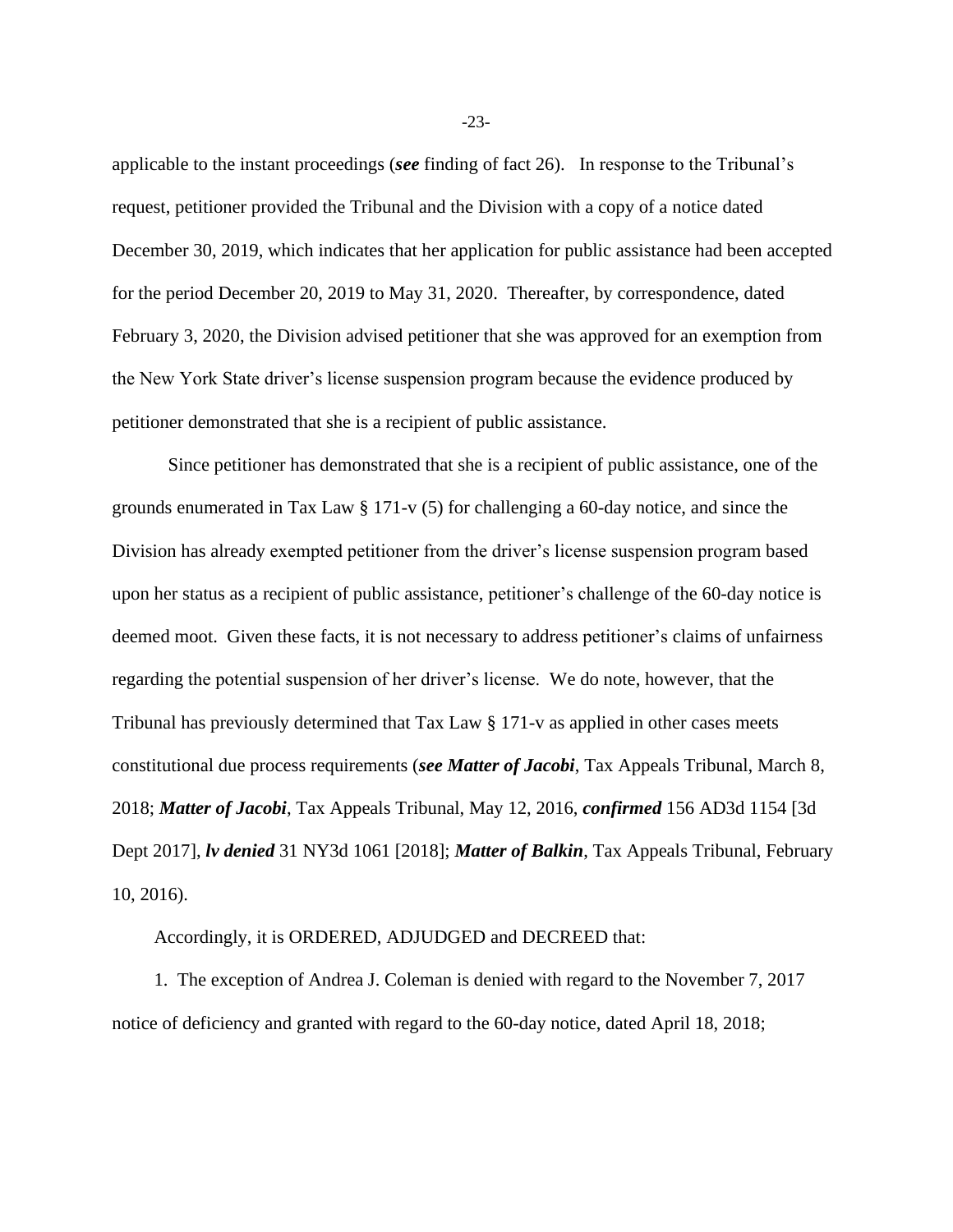applicable to the instant proceedings (***see*** finding of fact 26). In response to the Tribunal's request, petitioner provided the Tribunal and the Division with a copy of a notice dated December 30, 2019, which indicates that her application for public assistance had been accepted for the period December 20, 2019 to May 31, 2020. Thereafter, by correspondence, dated February 3, 2020, the Division advised petitioner that she was approved for an exemption from the New York State driver's license suspension program because the evidence produced by petitioner demonstrated that she is a recipient of public assistance.

Since petitioner has demonstrated that she is a recipient of public assistance, one of the grounds enumerated in Tax Law § 171-v (5) for challenging a 60-day notice, and since the Division has already exempted petitioner from the driver's license suspension program based upon her status as a recipient of public assistance, petitioner's challenge of the 60-day notice is deemed moot. Given these facts, it is not necessary to address petitioner's claims of unfairness regarding the potential suspension of her driver's license. We do note, however, that the Tribunal has previously determined that Tax Law § 171-v as applied in other cases meets constitutional due process requirements (***see Matter of Jacobi***, Tax Appeals Tribunal, March 8, 2018; ***Matter of Jacobi***, Tax Appeals Tribunal, May 12, 2016, ***confirmed*** 156 AD3d 1154 [3d Dept 2017], ***lv denied*** 31 NY3d 1061 [2018]; ***Matter of Balkin***, Tax Appeals Tribunal, February 10, 2016).

Accordingly, it is ORDERED, ADJUDGED and DECREED that:

1. The exception of Andrea J. Coleman is denied with regard to the November 7, 2017 notice of deficiency and granted with regard to the 60-day notice, dated April 18, 2018;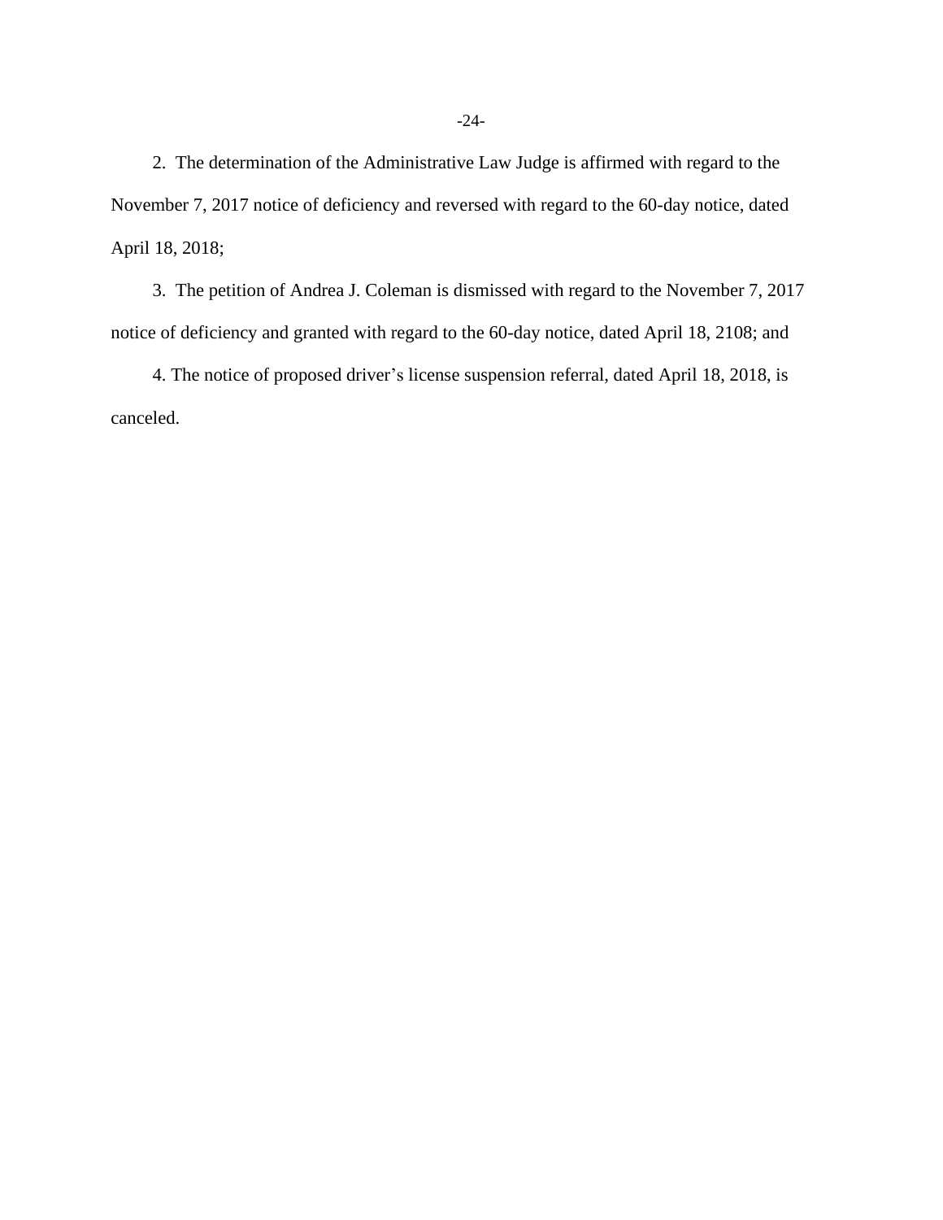2. The determination of the Administrative Law Judge is affirmed with regard to the November 7, 2017 notice of deficiency and reversed with regard to the 60-day notice, dated April 18, 2018;

3. The petition of Andrea J. Coleman is dismissed with regard to the November 7, 2017 notice of deficiency and granted with regard to the 60-day notice, dated April 18, 2108; and

4. The notice of proposed driver's license suspension referral, dated April 18, 2018, is canceled.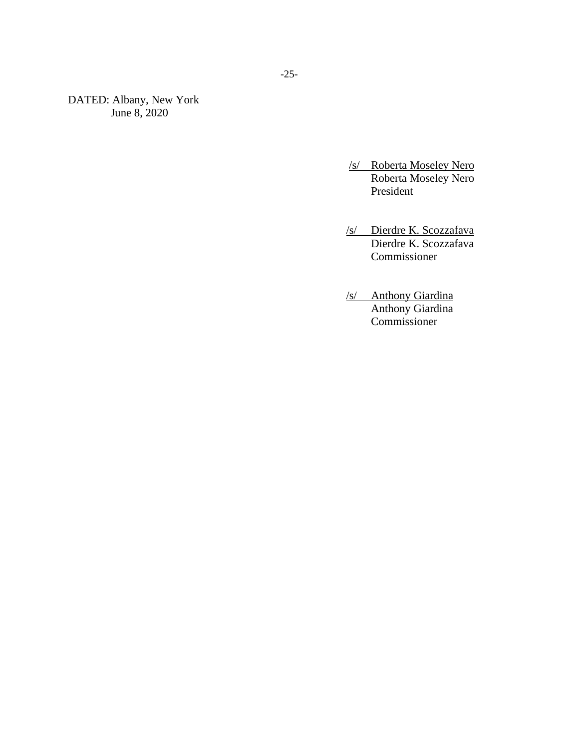DATED: Albany, New York
June 8, 2020

/s/ Roberta Moseley Nero
Roberta Moseley Nero
President

/s/ Dierdre K. Scozzafava
Dierdre K. Scozzafava
Commissioner

/s/ Anthony Giardina
Anthony Giardina
Commissioner